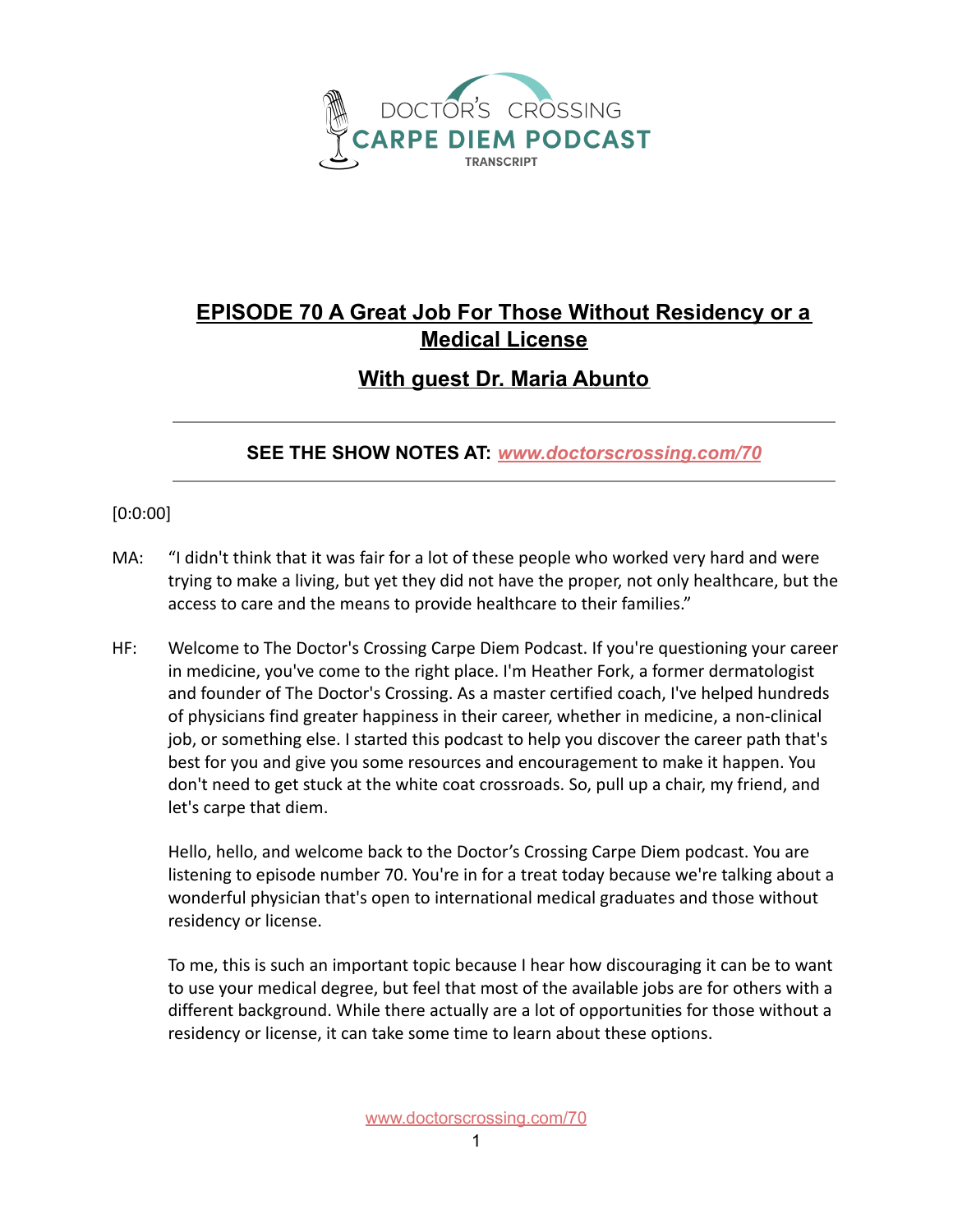DOCTOR'S CROSSING
CARPE DIEM PODCAST
TRANSCRIPT

# EPISODE 70 A Great Job For Those Without Residency or a Medical License

## With guest Dr. Maria Abunto

---

**SEE THE SHOW NOTES AT: *www.doctorscrossing.com/70***

---

[0:0:00]

MA: "I didn't think that it was fair for a lot of these people who worked very hard and were trying to make a living, but yet they did not have the proper, not only healthcare, but the access to care and the means to provide healthcare to their families."

HF: Welcome to The Doctor's Crossing Carpe Diem Podcast. If you're questioning your career in medicine, you've come to the right place. I'm Heather Fork, a former dermatologist and founder of The Doctor's Crossing. As a master certified coach, I've helped hundreds of physicians find greater happiness in their career, whether in medicine, a non-clinical job, or something else. I started this podcast to help you discover the career path that's best for you and give you some resources and encouragement to make it happen. You don't need to get stuck at the white coat crossroads. So, pull up a chair, my friend, and let's carpe that diem.

Hello, hello, and welcome back to the Doctor's Crossing Carpe Diem podcast. You are listening to episode number 70. You're in for a treat today because we're talking about a wonderful physician that's open to international medical graduates and those without residency or license.

To me, this is such an important topic because I hear how discouraging it can be to want to use your medical degree, but feel that most of the available jobs are for others with a different background. While there actually are a lot of opportunities for those without a residency or license, it can take some time to learn about these options.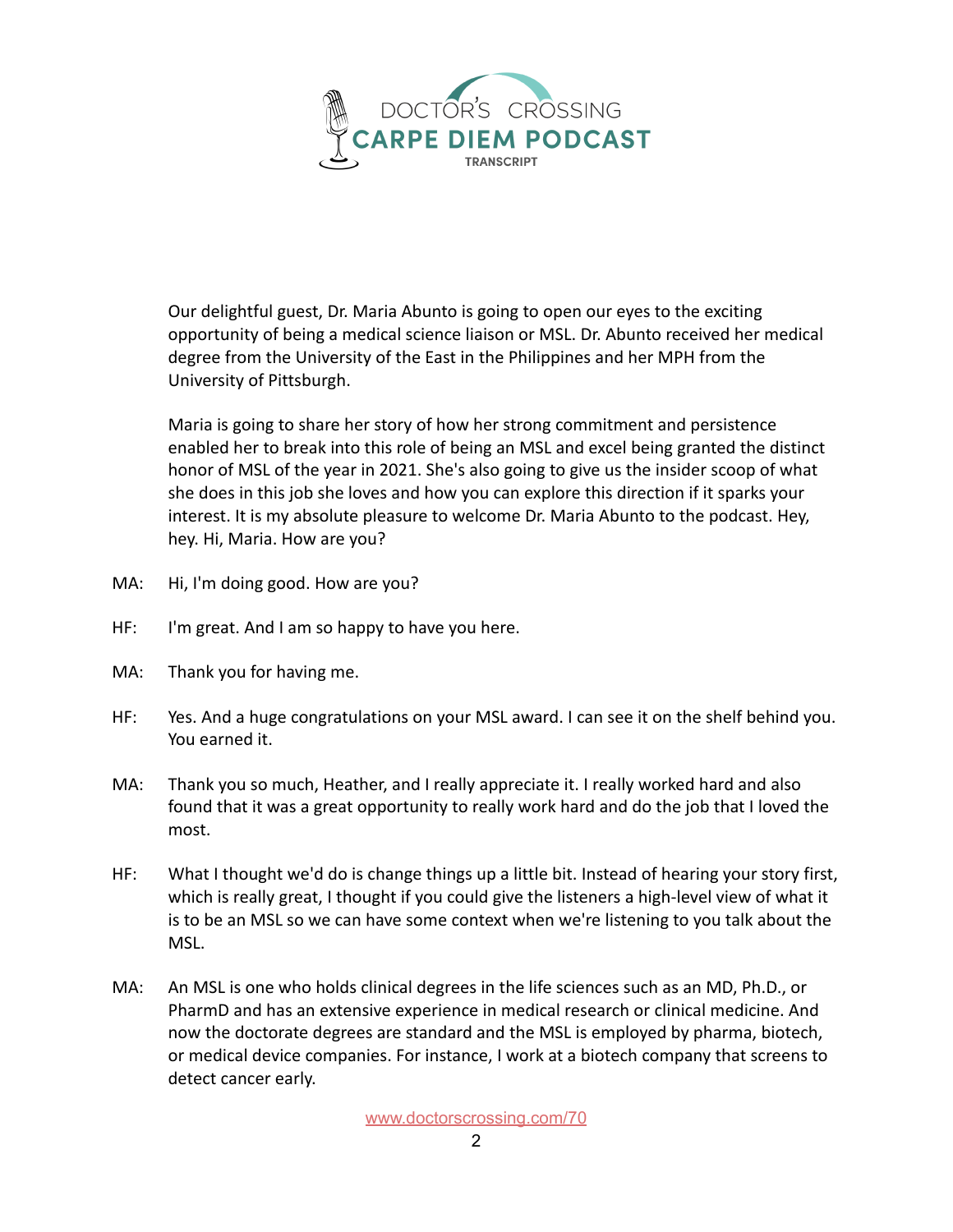Our delightful guest, Dr. Maria Abunto is going to open our eyes to the exciting opportunity of being a medical science liaison or MSL. Dr. Abunto received her medical degree from the University of the East in the Philippines and her MPH from the University of Pittsburgh.

Maria is going to share her story of how her strong commitment and persistence enabled her to break into this role of being an MSL and excel being granted the distinct honor of MSL of the year in 2021. She's also going to give us the insider scoop of what she does in this job she loves and how you can explore this direction if it sparks your interest. It is my absolute pleasure to welcome Dr. Maria Abunto to the podcast. Hey, hey. Hi, Maria. How are you?

MA: Hi, I'm doing good. How are you?

HF: I'm great. And I am so happy to have you here.

MA: Thank you for having me.

HF: Yes. And a huge congratulations on your MSL award. I can see it on the shelf behind you. You earned it.

MA: Thank you so much, Heather, and I really appreciate it. I really worked hard and also found that it was a great opportunity to really work hard and do the job that I loved the most.

HF: What I thought we'd do is change things up a little bit. Instead of hearing your story first, which is really great, I thought if you could give the listeners a high-level view of what it is to be an MSL so we can have some context when we're listening to you talk about the MSL.

MA: An MSL is one who holds clinical degrees in the life sciences such as an MD, Ph.D., or PharmD and has an extensive experience in medical research or clinical medicine. And now the doctorate degrees are standard and the MSL is employed by pharma, biotech, or medical device companies. For instance, I work at a biotech company that screens to detect cancer early.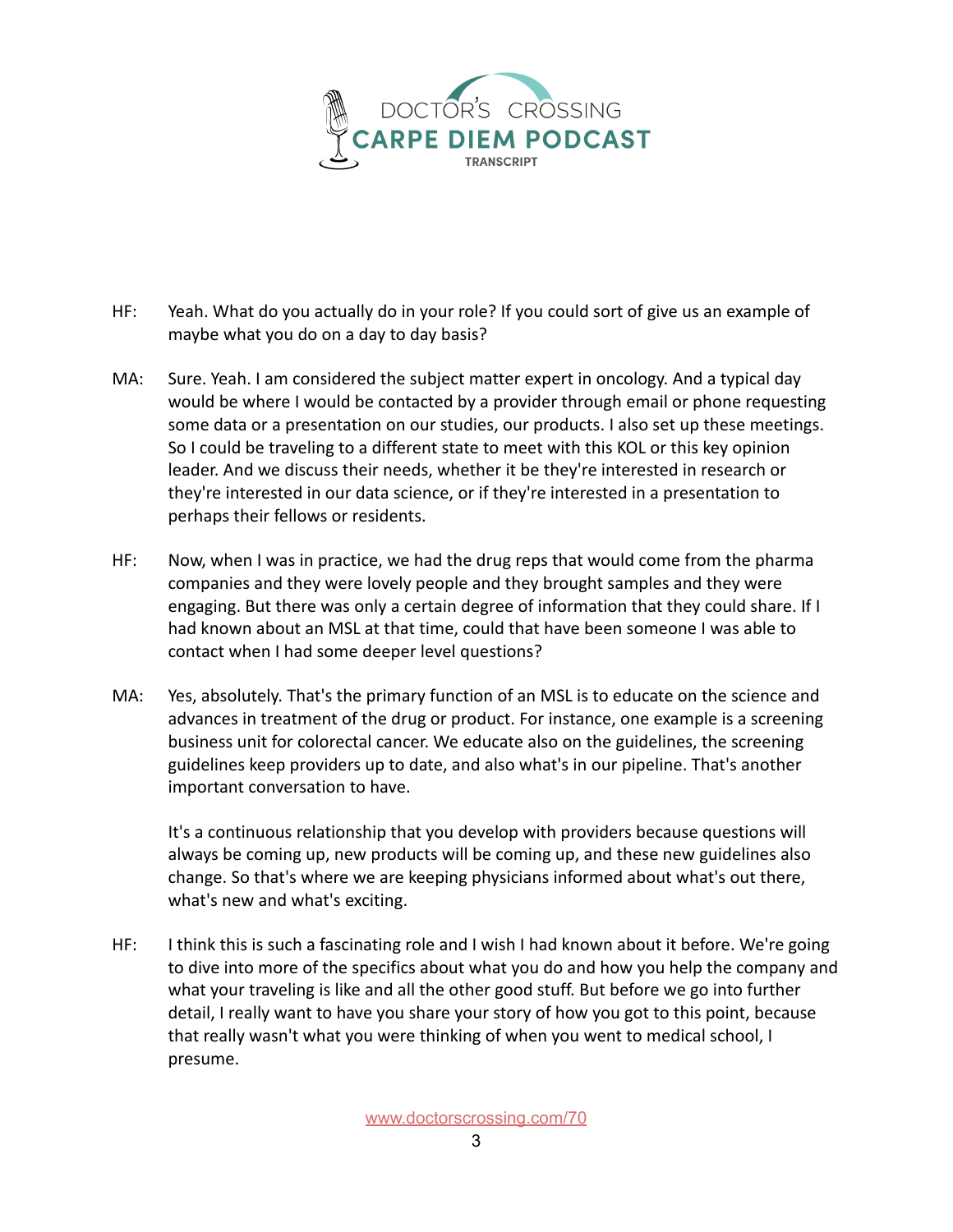HF: Yeah. What do you actually do in your role? If you could sort of give us an example of maybe what you do on a day to day basis?

MA: Sure. Yeah. I am considered the subject matter expert in oncology. And a typical day would be where I would be contacted by a provider through email or phone requesting some data or a presentation on our studies, our products. I also set up these meetings. So I could be traveling to a different state to meet with this KOL or this key opinion leader. And we discuss their needs, whether it be they're interested in research or they're interested in our data science, or if they're interested in a presentation to perhaps their fellows or residents.

HF: Now, when I was in practice, we had the drug reps that would come from the pharma companies and they were lovely people and they brought samples and they were engaging. But there was only a certain degree of information that they could share. If I had known about an MSL at that time, could that have been someone I was able to contact when I had some deeper level questions?

MA: Yes, absolutely. That's the primary function of an MSL is to educate on the science and advances in treatment of the drug or product. For instance, one example is a screening business unit for colorectal cancer. We educate also on the guidelines, the screening guidelines keep providers up to date, and also what's in our pipeline. That's another important conversation to have.

It's a continuous relationship that you develop with providers because questions will always be coming up, new products will be coming up, and these new guidelines also change. So that's where we are keeping physicians informed about what's out there, what's new and what's exciting.

HF: I think this is such a fascinating role and I wish I had known about it before. We're going to dive into more of the specifics about what you do and how you help the company and what your traveling is like and all the other good stuff. But before we go into further detail, I really want to have you share your story of how you got to this point, because that really wasn't what you were thinking of when you went to medical school, I presume.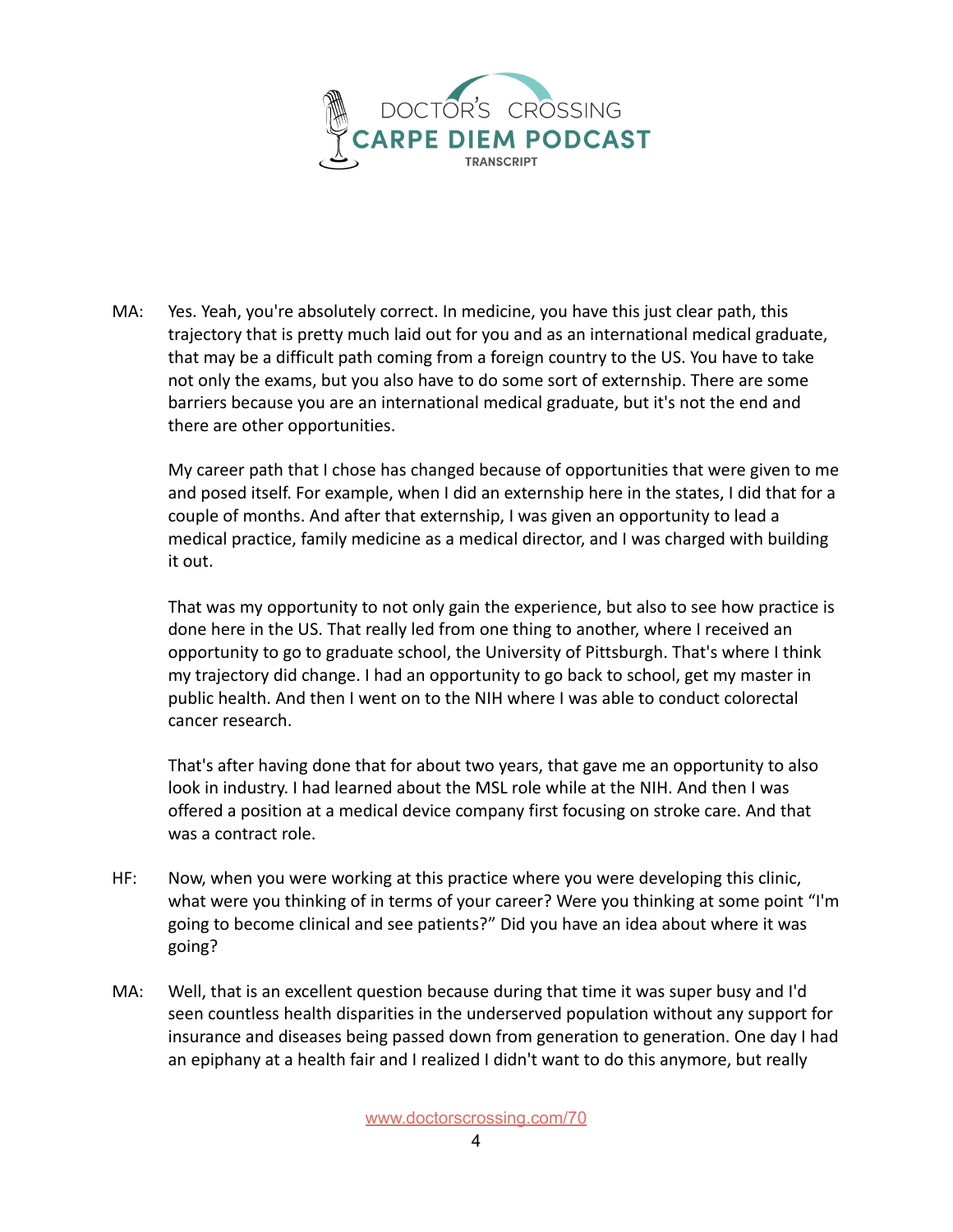MA: Yes. Yeah, you're absolutely correct. In medicine, you have this just clear path, this trajectory that is pretty much laid out for you and as an international medical graduate, that may be a difficult path coming from a foreign country to the US. You have to take not only the exams, but you also have to do some sort of externship. There are some barriers because you are an international medical graduate, but it's not the end and there are other opportunities.

My career path that I chose has changed because of opportunities that were given to me and posed itself. For example, when I did an externship here in the states, I did that for a couple of months. And after that externship, I was given an opportunity to lead a medical practice, family medicine as a medical director, and I was charged with building it out.

That was my opportunity to not only gain the experience, but also to see how practice is done here in the US. That really led from one thing to another, where I received an opportunity to go to graduate school, the University of Pittsburgh. That's where I think my trajectory did change. I had an opportunity to go back to school, get my master in public health. And then I went on to the NIH where I was able to conduct colorectal cancer research.

That's after having done that for about two years, that gave me an opportunity to also look in industry. I had learned about the MSL role while at the NIH. And then I was offered a position at a medical device company first focusing on stroke care. And that was a contract role.

HF: Now, when you were working at this practice where you were developing this clinic, what were you thinking of in terms of your career? Were you thinking at some point "I'm going to become clinical and see patients?" Did you have an idea about where it was going?

MA: Well, that is an excellent question because during that time it was super busy and I'd seen countless health disparities in the underserved population without any support for insurance and diseases being passed down from generation to generation. One day I had an epiphany at a health fair and I realized I didn't want to do this anymore, but really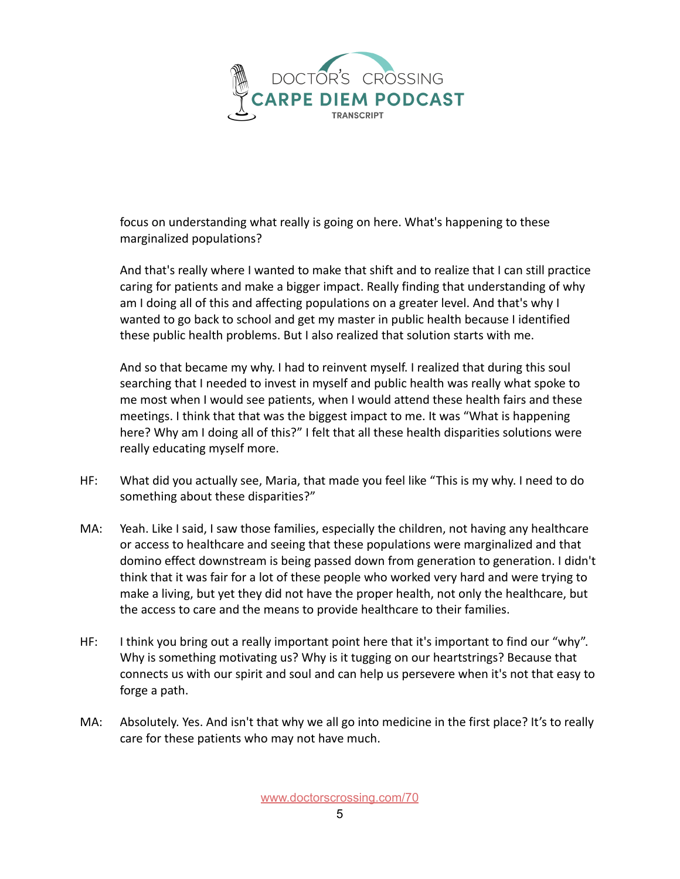focus on understanding what really is going on here. What's happening to these marginalized populations?

And that's really where I wanted to make that shift and to realize that I can still practice caring for patients and make a bigger impact. Really finding that understanding of why am I doing all of this and affecting populations on a greater level. And that's why I wanted to go back to school and get my master in public health because I identified these public health problems. But I also realized that solution starts with me.

And so that became my why. I had to reinvent myself. I realized that during this soul searching that I needed to invest in myself and public health was really what spoke to me most when I would see patients, when I would attend these health fairs and these meetings. I think that that was the biggest impact to me. It was "What is happening here? Why am I doing all of this?" I felt that all these health disparities solutions were really educating myself more.

HF: What did you actually see, Maria, that made you feel like "This is my why. I need to do something about these disparities?"

MA: Yeah. Like I said, I saw those families, especially the children, not having any healthcare or access to healthcare and seeing that these populations were marginalized and that domino effect downstream is being passed down from generation to generation. I didn't think that it was fair for a lot of these people who worked very hard and were trying to make a living, but yet they did not have the proper health, not only the healthcare, but the access to care and the means to provide healthcare to their families.

HF: I think you bring out a really important point here that it's important to find our "why". Why is something motivating us? Why is it tugging on our heartstrings? Because that connects us with our spirit and soul and can help us persevere when it's not that easy to forge a path.

MA: Absolutely. Yes. And isn't that why we all go into medicine in the first place? It's to really care for these patients who may not have much.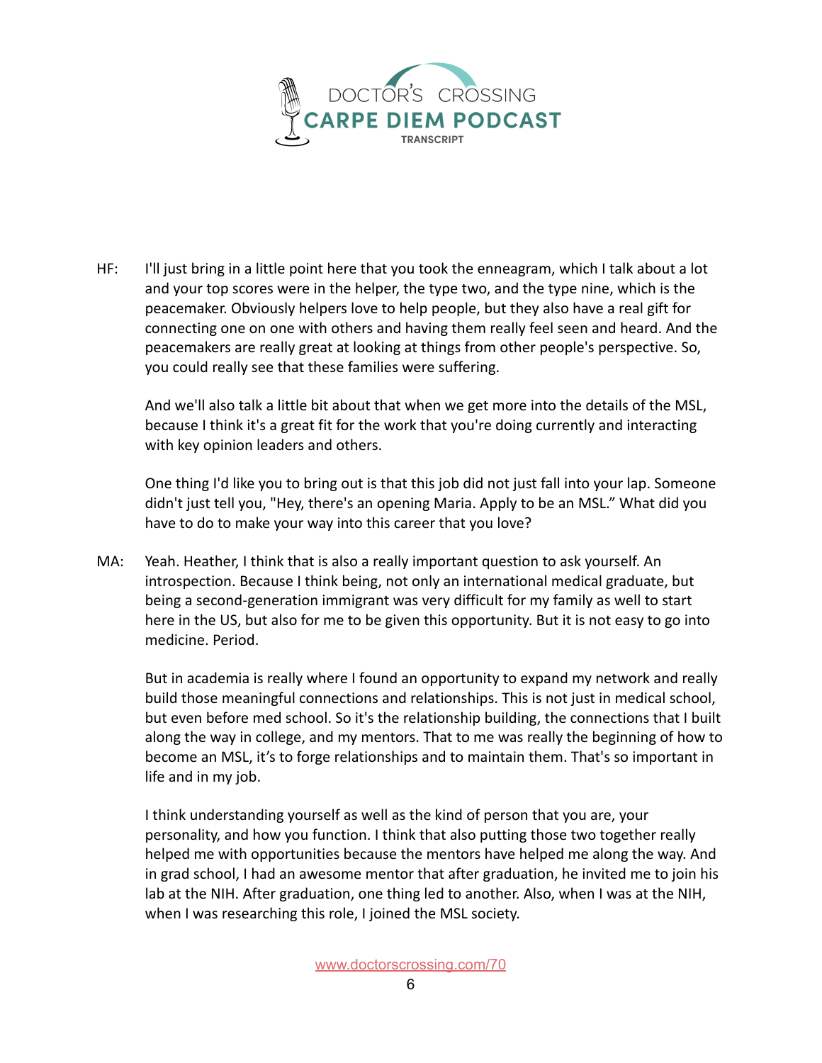HF: I'll just bring in a little point here that you took the enneagram, which I talk about a lot and your top scores were in the helper, the type two, and the type nine, which is the peacemaker. Obviously helpers love to help people, but they also have a real gift for connecting one on one with others and having them really feel seen and heard. And the peacemakers are really great at looking at things from other people's perspective. So, you could really see that these families were suffering.

And we'll also talk a little bit about that when we get more into the details of the MSL, because I think it's a great fit for the work that you're doing currently and interacting with key opinion leaders and others.

One thing I'd like you to bring out is that this job did not just fall into your lap. Someone didn't just tell you, "Hey, there's an opening Maria. Apply to be an MSL." What did you have to do to make your way into this career that you love?

MA: Yeah. Heather, I think that is also a really important question to ask yourself. An introspection. Because I think being, not only an international medical graduate, but being a second-generation immigrant was very difficult for my family as well to start here in the US, but also for me to be given this opportunity. But it is not easy to go into medicine. Period.

But in academia is really where I found an opportunity to expand my network and really build those meaningful connections and relationships. This is not just in medical school, but even before med school. So it's the relationship building, the connections that I built along the way in college, and my mentors. That to me was really the beginning of how to become an MSL, it's to forge relationships and to maintain them. That's so important in life and in my job.

I think understanding yourself as well as the kind of person that you are, your personality, and how you function. I think that also putting those two together really helped me with opportunities because the mentors have helped me along the way. And in grad school, I had an awesome mentor that after graduation, he invited me to join his lab at the NIH. After graduation, one thing led to another. Also, when I was at the NIH, when I was researching this role, I joined the MSL society.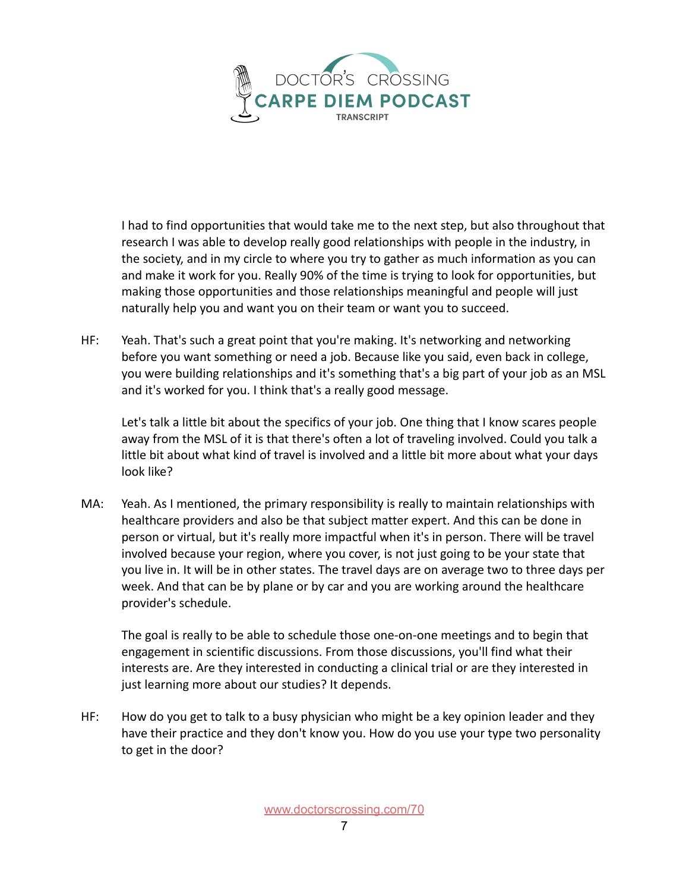I had to find opportunities that would take me to the next step, but also throughout that research I was able to develop really good relationships with people in the industry, in the society, and in my circle to where you try to gather as much information as you can and make it work for you. Really 90% of the time is trying to look for opportunities, but making those opportunities and those relationships meaningful and people will just naturally help you and want you on their team or want you to succeed.

HF: Yeah. That's such a great point that you're making. It's networking and networking before you want something or need a job. Because like you said, even back in college, you were building relationships and it's something that's a big part of your job as an MSL and it's worked for you. I think that's a really good message.

Let's talk a little bit about the specifics of your job. One thing that I know scares people away from the MSL of it is that there's often a lot of traveling involved. Could you talk a little bit about what kind of travel is involved and a little bit more about what your days look like?

MA: Yeah. As I mentioned, the primary responsibility is really to maintain relationships with healthcare providers and also be that subject matter expert. And this can be done in person or virtual, but it's really more impactful when it's in person. There will be travel involved because your region, where you cover, is not just going to be your state that you live in. It will be in other states. The travel days are on average two to three days per week. And that can be by plane or by car and you are working around the healthcare provider's schedule.

The goal is really to be able to schedule those one-on-one meetings and to begin that engagement in scientific discussions. From those discussions, you'll find what their interests are. Are they interested in conducting a clinical trial or are they interested in just learning more about our studies? It depends.

HF: How do you get to talk to a busy physician who might be a key opinion leader and they have their practice and they don't know you. How do you use your type two personality to get in the door?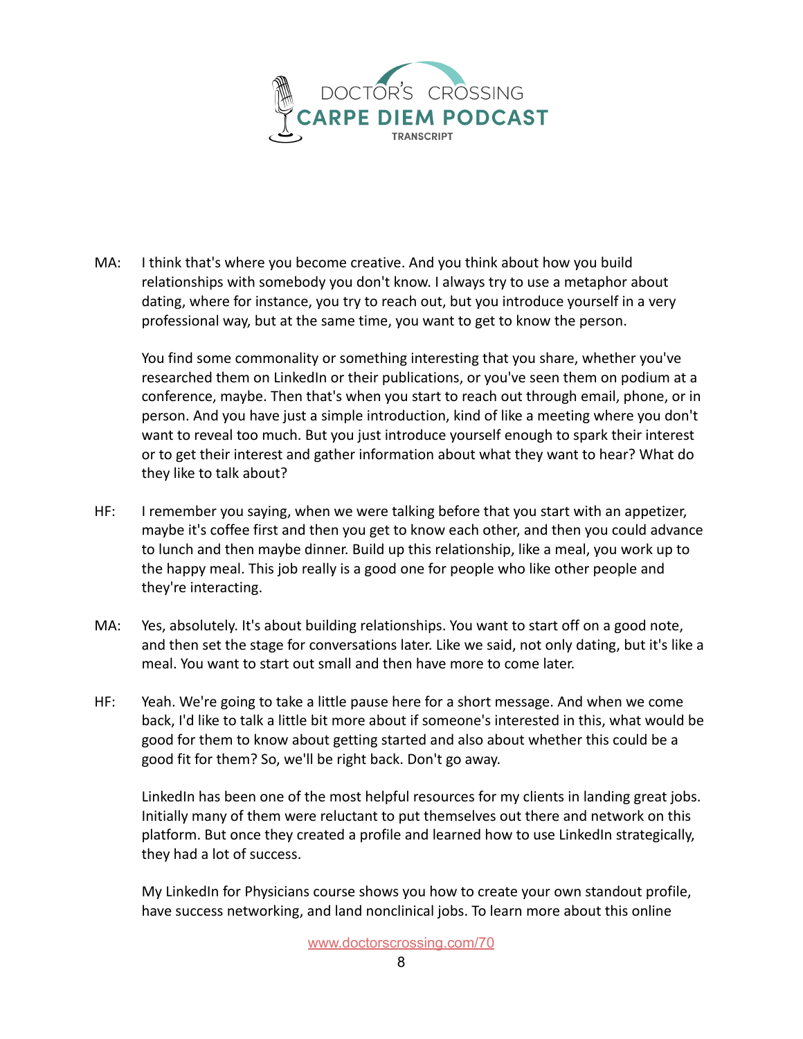MA: I think that's where you become creative. And you think about how you build relationships with somebody you don't know. I always try to use a metaphor about dating, where for instance, you try to reach out, but you introduce yourself in a very professional way, but at the same time, you want to get to know the person.

You find some commonality or something interesting that you share, whether you've researched them on LinkedIn or their publications, or you've seen them on podium at a conference, maybe. Then that's when you start to reach out through email, phone, or in person. And you have just a simple introduction, kind of like a meeting where you don't want to reveal too much. But you just introduce yourself enough to spark their interest or to get their interest and gather information about what they want to hear? What do they like to talk about?

HF: I remember you saying, when we were talking before that you start with an appetizer, maybe it's coffee first and then you get to know each other, and then you could advance to lunch and then maybe dinner. Build up this relationship, like a meal, you work up to the happy meal. This job really is a good one for people who like other people and they're interacting.

MA: Yes, absolutely. It's about building relationships. You want to start off on a good note, and then set the stage for conversations later. Like we said, not only dating, but it's like a meal. You want to start out small and then have more to come later.

HF: Yeah. We're going to take a little pause here for a short message. And when we come back, I'd like to talk a little bit more about if someone's interested in this, what would be good for them to know about getting started and also about whether this could be a good fit for them? So, we'll be right back. Don't go away.

LinkedIn has been one of the most helpful resources for my clients in landing great jobs. Initially many of them were reluctant to put themselves out there and network on this platform. But once they created a profile and learned how to use LinkedIn strategically, they had a lot of success.

My LinkedIn for Physicians course shows you how to create your own standout profile, have success networking, and land nonclinical jobs. To learn more about this online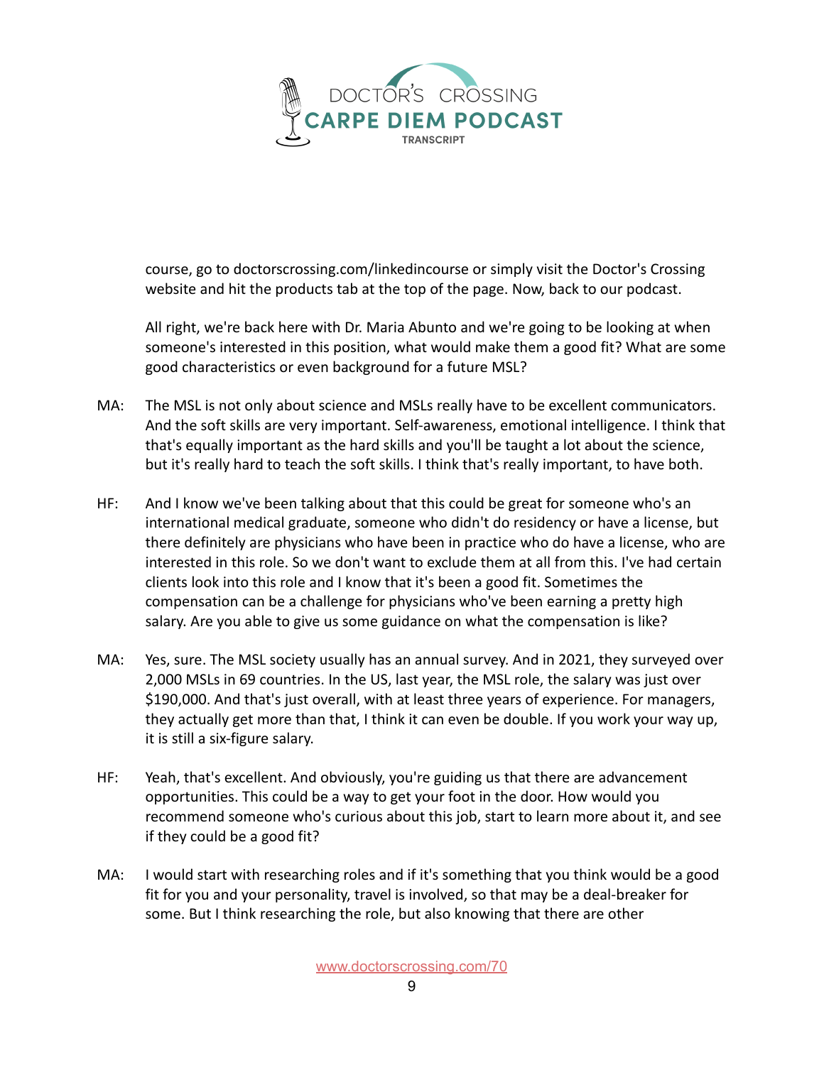course, go to doctorscrossing.com/linkedincourse or simply visit the Doctor's Crossing website and hit the products tab at the top of the page. Now, back to our podcast.

All right, we're back here with Dr. Maria Abunto and we're going to be looking at when someone's interested in this position, what would make them a good fit? What are some good characteristics or even background for a future MSL?

MA: The MSL is not only about science and MSLs really have to be excellent communicators. And the soft skills are very important. Self-awareness, emotional intelligence. I think that that's equally important as the hard skills and you'll be taught a lot about the science, but it's really hard to teach the soft skills. I think that's really important, to have both.

HF: And I know we've been talking about that this could be great for someone who's an international medical graduate, someone who didn't do residency or have a license, but there definitely are physicians who have been in practice who do have a license, who are interested in this role. So we don't want to exclude them at all from this. I've had certain clients look into this role and I know that it's been a good fit. Sometimes the compensation can be a challenge for physicians who've been earning a pretty high salary. Are you able to give us some guidance on what the compensation is like?

MA: Yes, sure. The MSL society usually has an annual survey. And in 2021, they surveyed over 2,000 MSLs in 69 countries. In the US, last year, the MSL role, the salary was just over $190,000. And that's just overall, with at least three years of experience. For managers, they actually get more than that, I think it can even be double. If you work your way up, it is still a six-figure salary.

HF: Yeah, that's excellent. And obviously, you're guiding us that there are advancement opportunities. This could be a way to get your foot in the door. How would you recommend someone who's curious about this job, start to learn more about it, and see if they could be a good fit?

MA: I would start with researching roles and if it's something that you think would be a good fit for you and your personality, travel is involved, so that may be a deal-breaker for some. But I think researching the role, but also knowing that there are other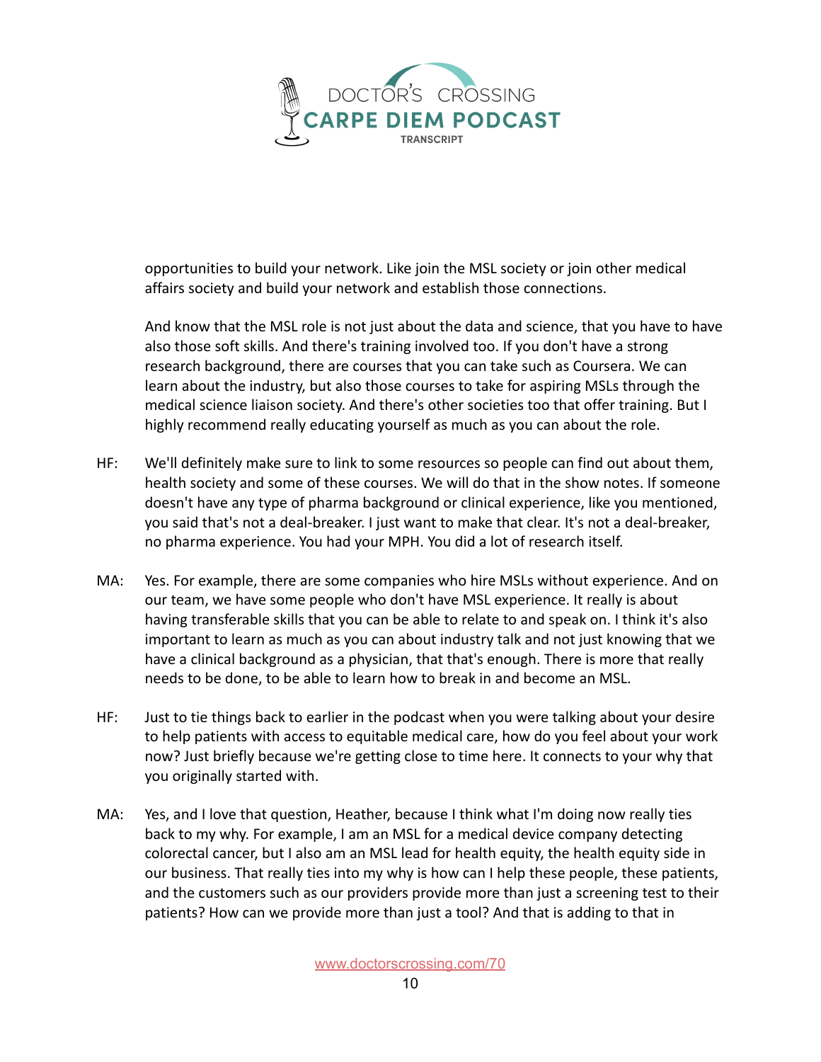opportunities to build your network. Like join the MSL society or join other medical affairs society and build your network and establish those connections.

And know that the MSL role is not just about the data and science, that you have to have also those soft skills. And there's training involved too. If you don't have a strong research background, there are courses that you can take such as Coursera. We can learn about the industry, but also those courses to take for aspiring MSLs through the medical science liaison society. And there's other societies too that offer training. But I highly recommend really educating yourself as much as you can about the role.

HF: We'll definitely make sure to link to some resources so people can find out about them, health society and some of these courses. We will do that in the show notes. If someone doesn't have any type of pharma background or clinical experience, like you mentioned, you said that's not a deal-breaker. I just want to make that clear. It's not a deal-breaker, no pharma experience. You had your MPH. You did a lot of research itself.

MA: Yes. For example, there are some companies who hire MSLs without experience. And on our team, we have some people who don't have MSL experience. It really is about having transferable skills that you can be able to relate to and speak on. I think it's also important to learn as much as you can about industry talk and not just knowing that we have a clinical background as a physician, that that's enough. There is more that really needs to be done, to be able to learn how to break in and become an MSL.

HF: Just to tie things back to earlier in the podcast when you were talking about your desire to help patients with access to equitable medical care, how do you feel about your work now? Just briefly because we're getting close to time here. It connects to your why that you originally started with.

MA: Yes, and I love that question, Heather, because I think what I'm doing now really ties back to my why. For example, I am an MSL for a medical device company detecting colorectal cancer, but I also am an MSL lead for health equity, the health equity side in our business. That really ties into my why is how can I help these people, these patients, and the customers such as our providers provide more than just a screening test to their patients? How can we provide more than just a tool? And that is adding to that in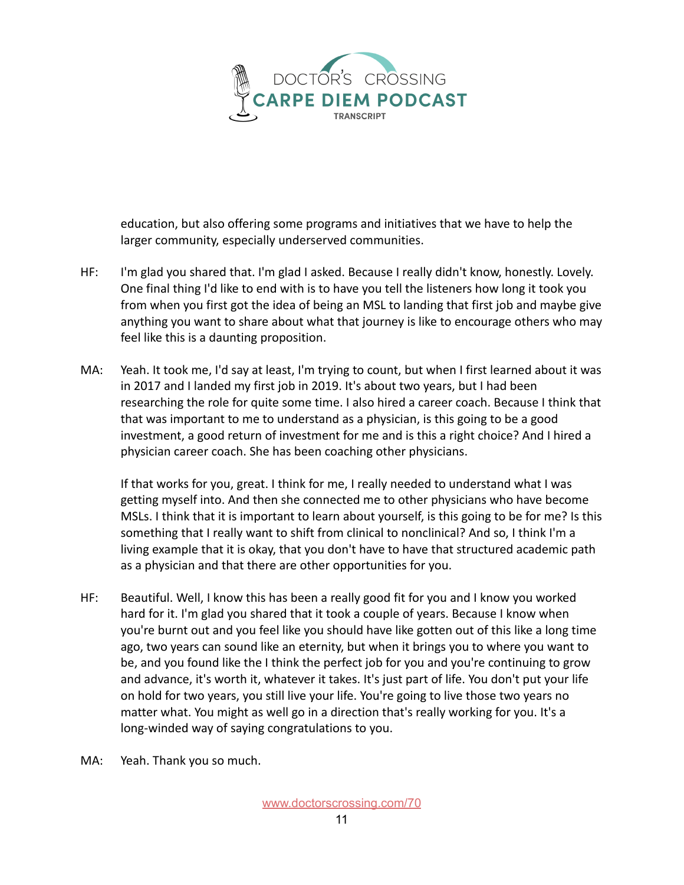education, but also offering some programs and initiatives that we have to help the larger community, especially underserved communities.

HF: I'm glad you shared that. I'm glad I asked. Because I really didn't know, honestly. Lovely. One final thing I'd like to end with is to have you tell the listeners how long it took you from when you first got the idea of being an MSL to landing that first job and maybe give anything you want to share about what that journey is like to encourage others who may feel like this is a daunting proposition.

MA: Yeah. It took me, I'd say at least, I'm trying to count, but when I first learned about it was in 2017 and I landed my first job in 2019. It's about two years, but I had been researching the role for quite some time. I also hired a career coach. Because I think that that was important to me to understand as a physician, is this going to be a good investment, a good return of investment for me and is this a right choice? And I hired a physician career coach. She has been coaching other physicians.

If that works for you, great. I think for me, I really needed to understand what I was getting myself into. And then she connected me to other physicians who have become MSLs. I think that it is important to learn about yourself, is this going to be for me? Is this something that I really want to shift from clinical to nonclinical? And so, I think I'm a living example that it is okay, that you don't have to have that structured academic path as a physician and that there are other opportunities for you.

HF: Beautiful. Well, I know this has been a really good fit for you and I know you worked hard for it. I'm glad you shared that it took a couple of years. Because I know when you're burnt out and you feel like you should have like gotten out of this like a long time ago, two years can sound like an eternity, but when it brings you to where you want to be, and you found like the I think the perfect job for you and you're continuing to grow and advance, it's worth it, whatever it takes. It's just part of life. You don't put your life on hold for two years, you still live your life. You're going to live those two years no matter what. You might as well go in a direction that's really working for you. It's a long-winded way of saying congratulations to you.

MA: Yeah. Thank you so much.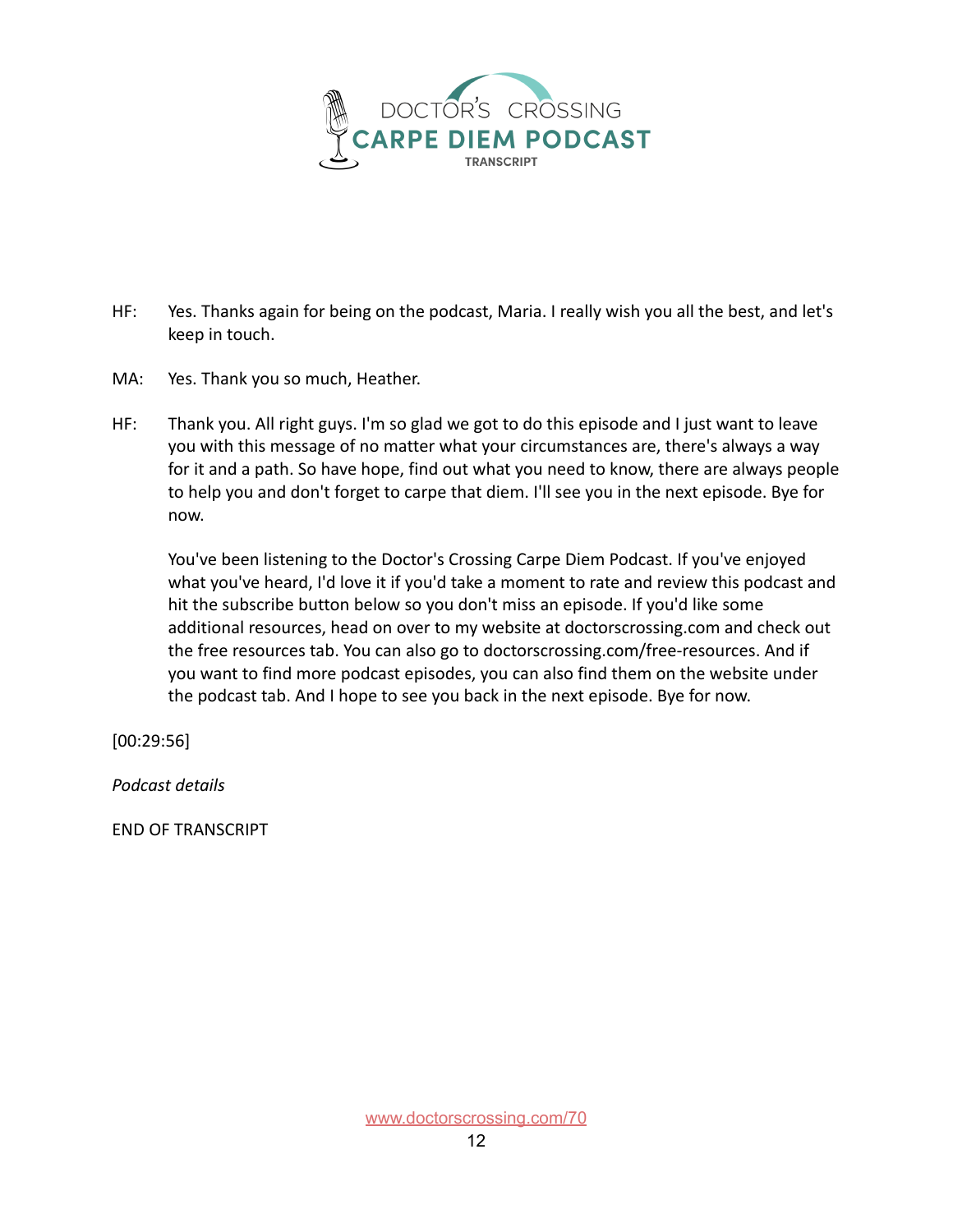HF: Yes. Thanks again for being on the podcast, Maria. I really wish you all the best, and let's keep in touch.

MA: Yes. Thank you so much, Heather.

HF: Thank you. All right guys. I'm so glad we got to do this episode and I just want to leave you with this message of no matter what your circumstances are, there's always a way for it and a path. So have hope, find out what you need to know, there are always people to help you and don't forget to carpe that diem. I'll see you in the next episode. Bye for now.

You've been listening to the Doctor's Crossing Carpe Diem Podcast. If you've enjoyed what you've heard, I'd love it if you'd take a moment to rate and review this podcast and hit the subscribe button below so you don't miss an episode. If you'd like some additional resources, head on over to my website at doctorscrossing.com and check out the free resources tab. You can also go to doctorscrossing.com/free-resources. And if you want to find more podcast episodes, you can also find them on the website under the podcast tab. And I hope to see you back in the next episode. Bye for now.

[00:29:56]

*Podcast details*

END OF TRANSCRIPT